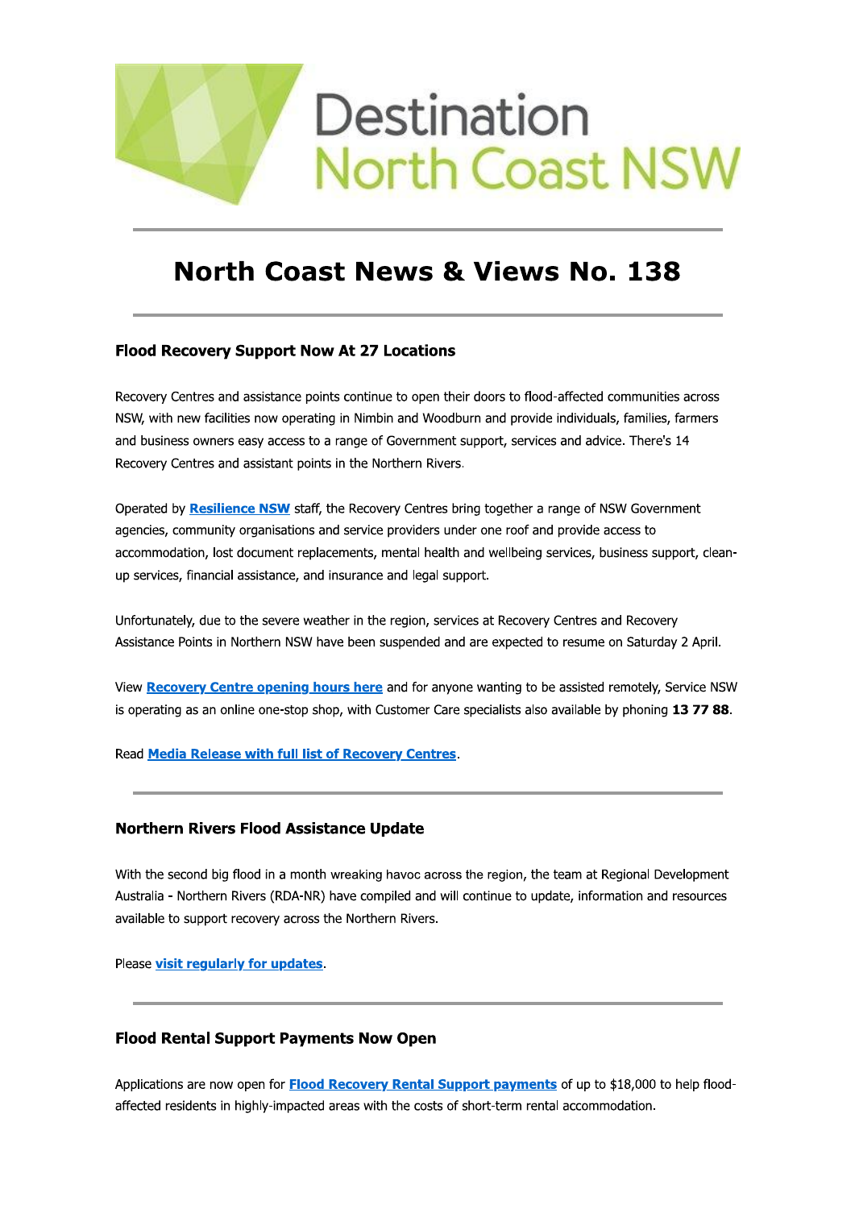Destination
North Coast NSW

# North Coast News & Views No. 138

---

### Flood Recovery Support Now At 27 Locations

Recovery Centres and assistance points continue to open their doors to flood-affected communities across NSW, with new facilities now operating in Nimbin and Woodburn and provide individuals, families, farmers and business owners easy access to a range of Government support, services and advice. There's 14 Recovery Centres and assistant points in the Northern Rivers.

Operated by **Resilience NSW** staff, the Recovery Centres bring together a range of NSW Government agencies, community organisations and service providers under one roof and provide access to accommodation, lost document replacements, mental health and wellbeing services, business support, clean-up services, financial assistance, and insurance and legal support.

Unfortunately, due to the severe weather in the region, services at Recovery Centres and Recovery Assistance Points in Northern NSW have been suspended and are expected to resume on Saturday 2 April.

View **Recovery Centre opening hours here** and for anyone wanting to be assisted remotely, Service NSW is operating as an online one-stop shop, with Customer Care specialists also available by phoning **13 77 88**.

Read **Media Release with full list of Recovery Centres**.

---

### Northern Rivers Flood Assistance Update

With the second big flood in a month wreaking havoc across the region, the team at Regional Development Australia - Northern Rivers (RDA-NR) have compiled and will continue to update, information and resources available to support recovery across the Northern Rivers.

Please **visit regularly for updates**.

---

### Flood Rental Support Payments Now Open

Applications are now open for **Flood Recovery Rental Support payments** of up to $18,000 to help flood-affected residents in highly-impacted areas with the costs of short-term rental accommodation.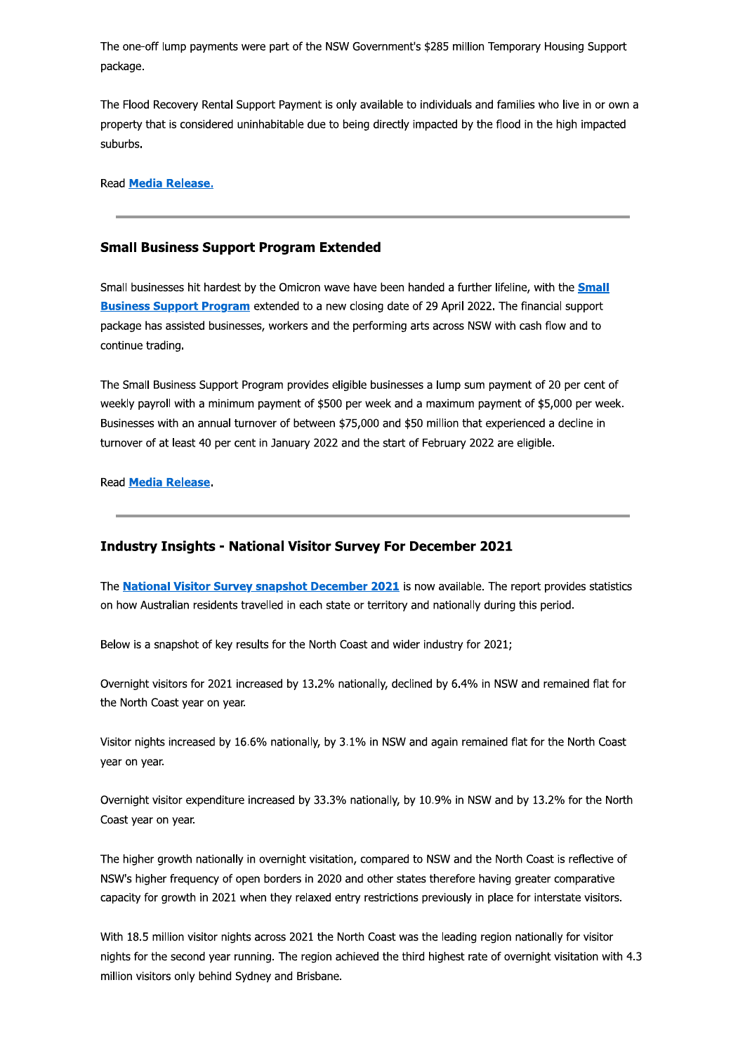The one-off lump payments were part of the NSW Government's $285 million Temporary Housing Support package.

The Flood Recovery Rental Support Payment is only available to individuals and families who live in or own a property that is considered uninhabitable due to being directly impacted by the flood in the high impacted suburbs.

Read **Media Release.**

---

### Small Business Support Program Extended

Small businesses hit hardest by the Omicron wave have been handed a further lifeline, with the **Small Business Support Program** extended to a new closing date of 29 April 2022. The financial support package has assisted businesses, workers and the performing arts across NSW with cash flow and to continue trading.

The Small Business Support Program provides eligible businesses a lump sum payment of 20 per cent of weekly payroll with a minimum payment of $500 per week and a maximum payment of $5,000 per week. Businesses with an annual turnover of between $75,000 and $50 million that experienced a decline in turnover of at least 40 per cent in January 2022 and the start of February 2022 are eligible.

Read **Media Release**.

---

### Industry Insights - National Visitor Survey For December 2021

The **National Visitor Survey snapshot December 2021** is now available. The report provides statistics on how Australian residents travelled in each state or territory and nationally during this period.

Below is a snapshot of key results for the North Coast and wider industry for 2021;

Overnight visitors for 2021 increased by 13.2% nationally, declined by 6.4% in NSW and remained flat for the North Coast year on year.

Visitor nights increased by 16.6% nationally, by 3.1% in NSW and again remained flat for the North Coast year on year.

Overnight visitor expenditure increased by 33.3% nationally, by 10.9% in NSW and by 13.2% for the North Coast year on year.

The higher growth nationally in overnight visitation, compared to NSW and the North Coast is reflective of NSW's higher frequency of open borders in 2020 and other states therefore having greater comparative capacity for growth in 2021 when they relaxed entry restrictions previously in place for interstate visitors.

With 18.5 million visitor nights across 2021 the North Coast was the leading region nationally for visitor nights for the second year running. The region achieved the third highest rate of overnight visitation with 4.3 million visitors only behind Sydney and Brisbane.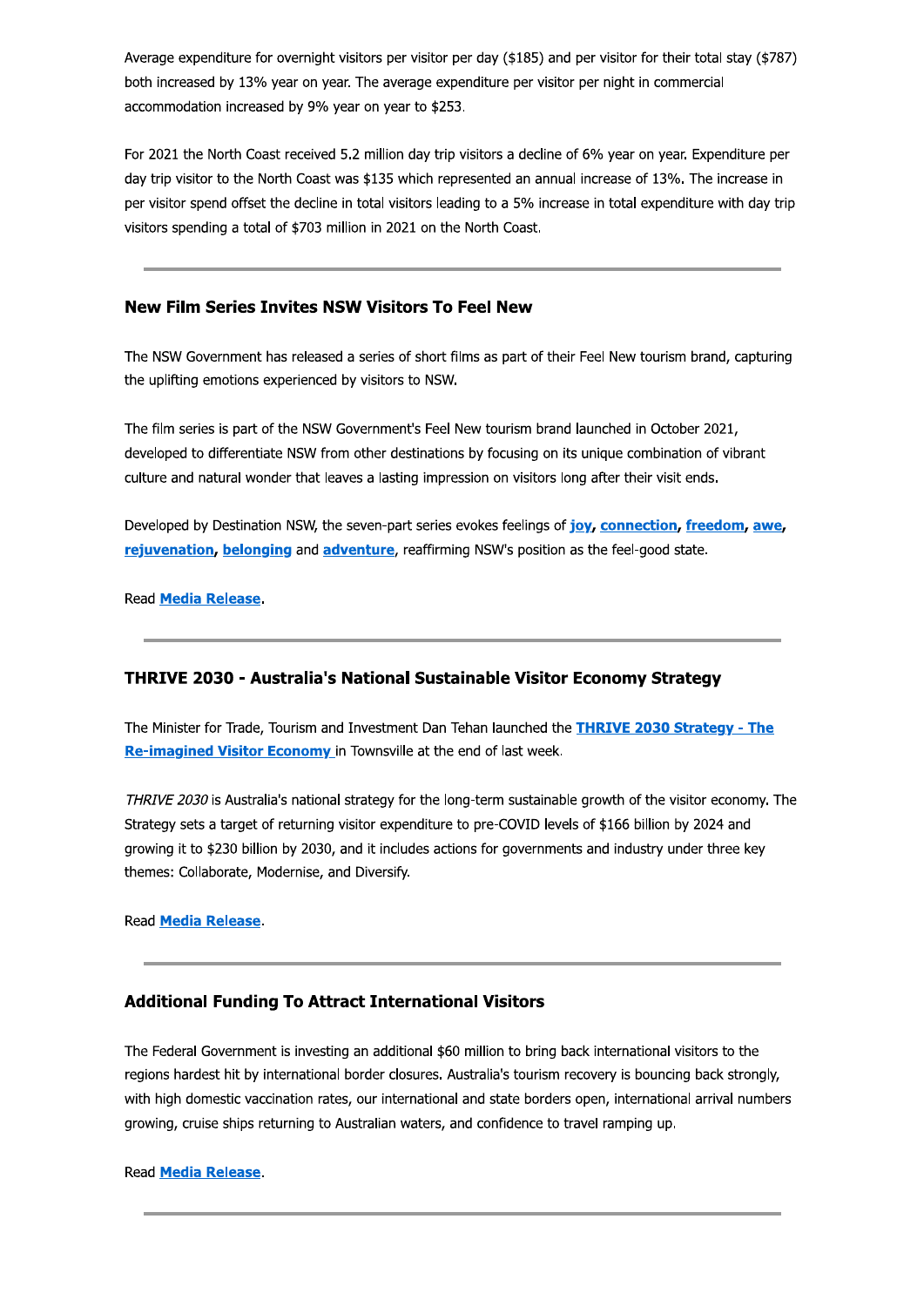Average expenditure for overnight visitors per visitor per day ($185) and per visitor for their total stay ($787) both increased by 13% year on year. The average expenditure per visitor per night in commercial accommodation increased by 9% year on year to $253.

For 2021 the North Coast received 5.2 million day trip visitors a decline of 6% year on year. Expenditure per day trip visitor to the North Coast was $135 which represented an annual increase of 13%. The increase in per visitor spend offset the decline in total visitors leading to a 5% increase in total expenditure with day trip visitors spending a total of $703 million in 2021 on the North Coast.

---

### New Film Series Invites NSW Visitors To Feel New

The NSW Government has released a series of short films as part of their Feel New tourism brand, capturing the uplifting emotions experienced by visitors to NSW.

The film series is part of the NSW Government's Feel New tourism brand launched in October 2021, developed to differentiate NSW from other destinations by focusing on its unique combination of vibrant culture and natural wonder that leaves a lasting impression on visitors long after their visit ends.

Developed by Destination NSW, the seven-part series evokes feelings of **joy**, **connection**, **freedom**, **awe**, **rejuvenation**, **belonging** and **adventure**, reaffirming NSW's position as the feel-good state.

Read **Media Release**.

---

### THRIVE 2030 - Australia's National Sustainable Visitor Economy Strategy

The Minister for Trade, Tourism and Investment Dan Tehan launched the **THRIVE 2030 Strategy - The Re-imagined Visitor Economy** in Townsville at the end of last week.

*THRIVE 2030* is Australia's national strategy for the long-term sustainable growth of the visitor economy. The Strategy sets a target of returning visitor expenditure to pre-COVID levels of $166 billion by 2024 and growing it to $230 billion by 2030, and it includes actions for governments and industry under three key themes: Collaborate, Modernise, and Diversify.

Read **Media Release**.

---

### Additional Funding To Attract International Visitors

The Federal Government is investing an additional $60 million to bring back international visitors to the regions hardest hit by international border closures. Australia's tourism recovery is bouncing back strongly, with high domestic vaccination rates, our international and state borders open, international arrival numbers growing, cruise ships returning to Australian waters, and confidence to travel ramping up.

Read **Media Release**.

---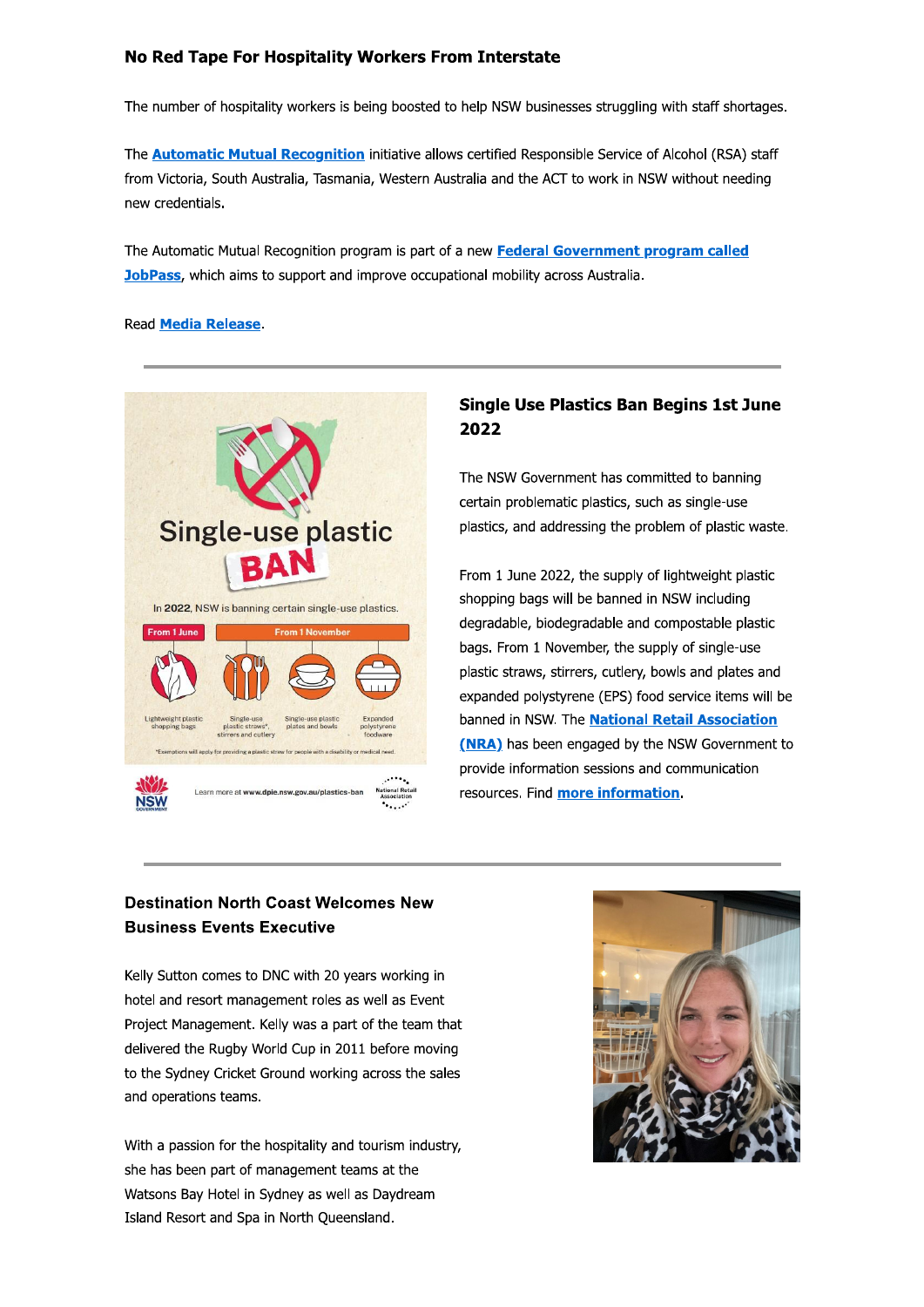### No Red Tape For Hospitality Workers From Interstate

The number of hospitality workers is being boosted to help NSW businesses struggling with staff shortages.

The **Automatic Mutual Recognition** initiative allows certified Responsible Service of Alcohol (RSA) staff from Victoria, South Australia, Tasmania, Western Australia and the ACT to work in NSW without needing new credentials.

The Automatic Mutual Recognition program is part of a new **Federal Government program called JobPass**, which aims to support and improve occupational mobility across Australia.

Read **Media Release**.

---

### Single Use Plastics Ban Begins 1st June 2022

The NSW Government has committed to banning certain problematic plastics, such as single-use plastics, and addressing the problem of plastic waste.

From 1 June 2022, the supply of lightweight plastic shopping bags will be banned in NSW including degradable, biodegradable and compostable plastic bags. From 1 November, the supply of single-use plastic straws, stirrers, cutlery, bowls and plates and expanded polystyrene (EPS) food service items will be banned in NSW. The **National Retail Association (NRA)** has been engaged by the NSW Government to provide information sessions and communication resources. Find **more information**.

---

### Destination North Coast Welcomes New Business Events Executive

Kelly Sutton comes to DNC with 20 years working in hotel and resort management roles as well as Event Project Management. Kelly was a part of the team that delivered the Rugby World Cup in 2011 before moving to the Sydney Cricket Ground working across the sales and operations teams.

With a passion for the hospitality and tourism industry, she has been part of management teams at the Watsons Bay Hotel in Sydney as well as Daydream Island Resort and Spa in North Queensland.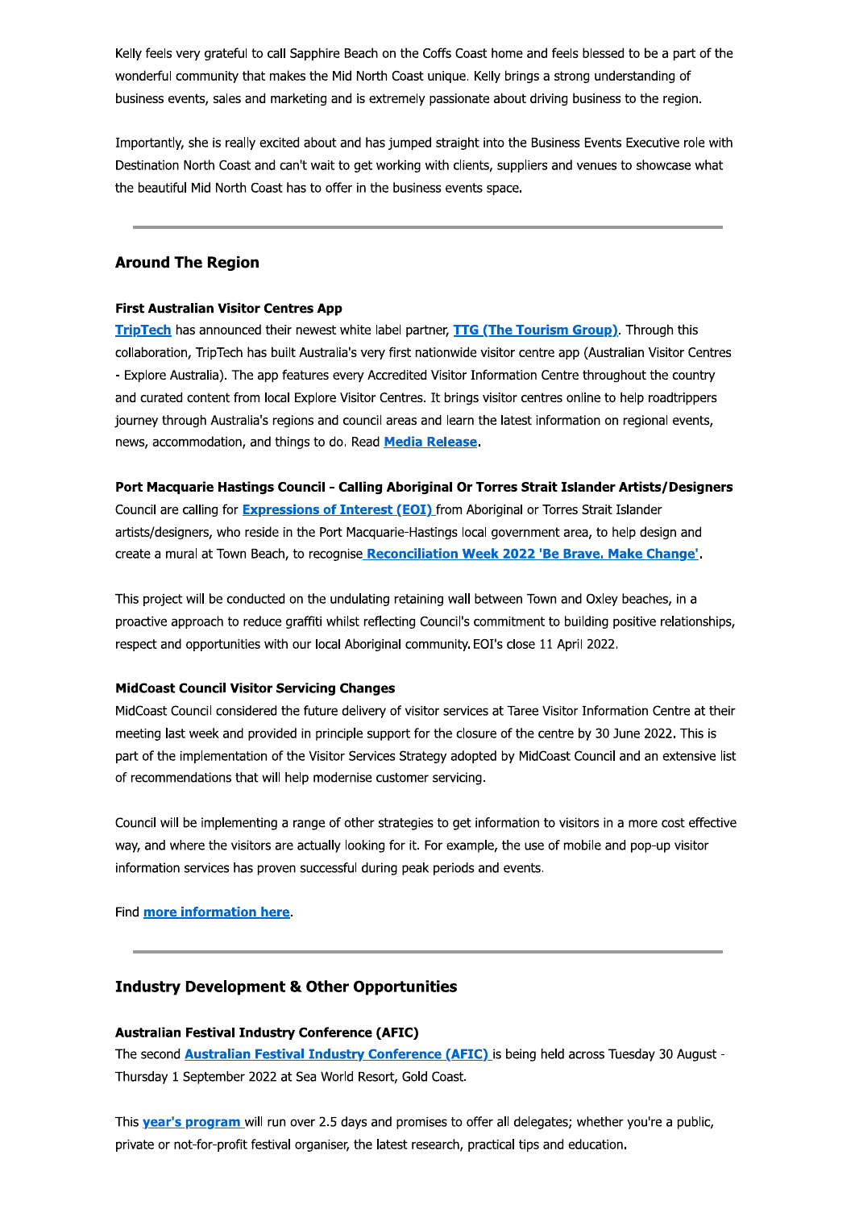Kelly feels very grateful to call Sapphire Beach on the Coffs Coast home and feels blessed to be a part of the wonderful community that makes the Mid North Coast unique. Kelly brings a strong understanding of business events, sales and marketing and is extremely passionate about driving business to the region.

Importantly, she is really excited about and has jumped straight into the Business Events Executive role with Destination North Coast and can't wait to get working with clients, suppliers and venues to showcase what the beautiful Mid North Coast has to offer in the business events space.

---

## Around The Region

**First Australian Visitor Centres App**

**TripTech** has announced their newest white label partner, **TTG (The Tourism Group)**. Through this collaboration, TripTech has built Australia's very first nationwide visitor centre app (Australian Visitor Centres - Explore Australia). The app features every Accredited Visitor Information Centre throughout the country and curated content from local Explore Visitor Centres. It brings visitor centres online to help roadtrippers journey through Australia's regions and council areas and learn the latest information on regional events, news, accommodation, and things to do. Read **Media Release**.

**Port Macquarie Hastings Council - Calling Aboriginal Or Torres Strait Islander Artists/Designers**

Council are calling for **Expressions of Interest (EOI)** from Aboriginal or Torres Strait Islander artists/designers, who reside in the Port Macquarie-Hastings local government area, to help design and create a mural at Town Beach, to recognise **Reconciliation Week 2022 'Be Brave. Make Change'**.

This project will be conducted on the undulating retaining wall between Town and Oxley beaches, in a proactive approach to reduce graffiti whilst reflecting Council's commitment to building positive relationships, respect and opportunities with our local Aboriginal community. EOI's close 11 April 2022.

**MidCoast Council Visitor Servicing Changes**

MidCoast Council considered the future delivery of visitor services at Taree Visitor Information Centre at their meeting last week and provided in principle support for the closure of the centre by 30 June 2022. This is part of the implementation of the Visitor Services Strategy adopted by MidCoast Council and an extensive list of recommendations that will help modernise customer servicing.

Council will be implementing a range of other strategies to get information to visitors in a more cost effective way, and where the visitors are actually looking for it. For example, the use of mobile and pop-up visitor information services has proven successful during peak periods and events.

Find **more information here**.

---

## Industry Development & Other Opportunities

**Australian Festival Industry Conference (AFIC)**

The second **Australian Festival Industry Conference (AFIC)** is being held across Tuesday 30 August - Thursday 1 September 2022 at Sea World Resort, Gold Coast.

This **year's program** will run over 2.5 days and promises to offer all delegates; whether you're a public, private or not-for-profit festival organiser, the latest research, practical tips and education.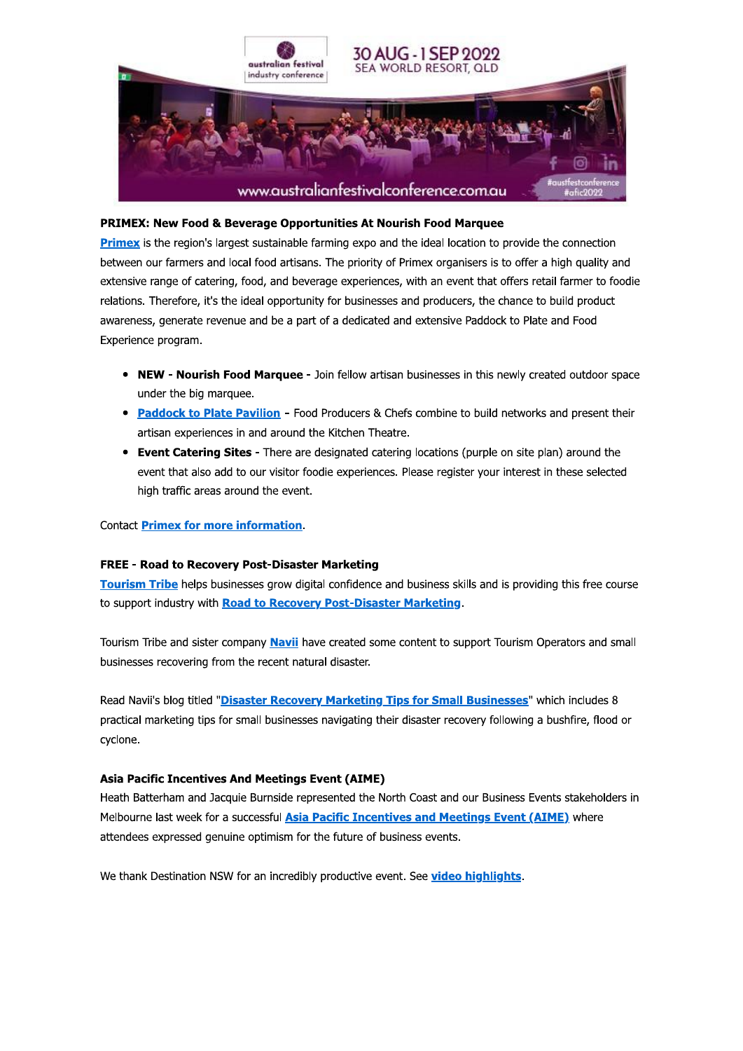**PRIMEX: New Food & Beverage Opportunities At Nourish Food Marquee**

**Primex** is the region's largest sustainable farming expo and the ideal location to provide the connection between our farmers and local food artisans. The priority of Primex organisers is to offer a high quality and extensive range of catering, food, and beverage experiences, with an event that offers retail farmer to foodie relations. Therefore, it's the ideal opportunity for businesses and producers, the chance to build product awareness, generate revenue and be a part of a dedicated and extensive Paddock to Plate and Food Experience program.

- **NEW - Nourish Food Marquee -** Join fellow artisan businesses in this newly created outdoor space under the big marquee.
- **Paddock to Plate Pavilion** - Food Producers & Chefs combine to build networks and present their artisan experiences in and around the Kitchen Theatre.
- **Event Catering Sites -** There are designated catering locations (purple on site plan) around the event that also add to our visitor foodie experiences. Please register your interest in these selected high traffic areas around the event.

Contact **Primex for more information**.

**FREE - Road to Recovery Post-Disaster Marketing**

**Tourism Tribe** helps businesses grow digital confidence and business skills and is providing this free course to support industry with **Road to Recovery Post-Disaster Marketing**.

Tourism Tribe and sister company **Navii** have created some content to support Tourism Operators and small businesses recovering from the recent natural disaster.

Read Navii's blog titled "**Disaster Recovery Marketing Tips for Small Businesses**" which includes 8 practical marketing tips for small businesses navigating their disaster recovery following a bushfire, flood or cyclone.

**Asia Pacific Incentives And Meetings Event (AIME)**

Heath Batterham and Jacquie Burnside represented the North Coast and our Business Events stakeholders in Melbourne last week for a successful **Asia Pacific Incentives and Meetings Event (AIME)** where attendees expressed genuine optimism for the future of business events.

We thank Destination NSW for an incredibly productive event. See **video highlights**.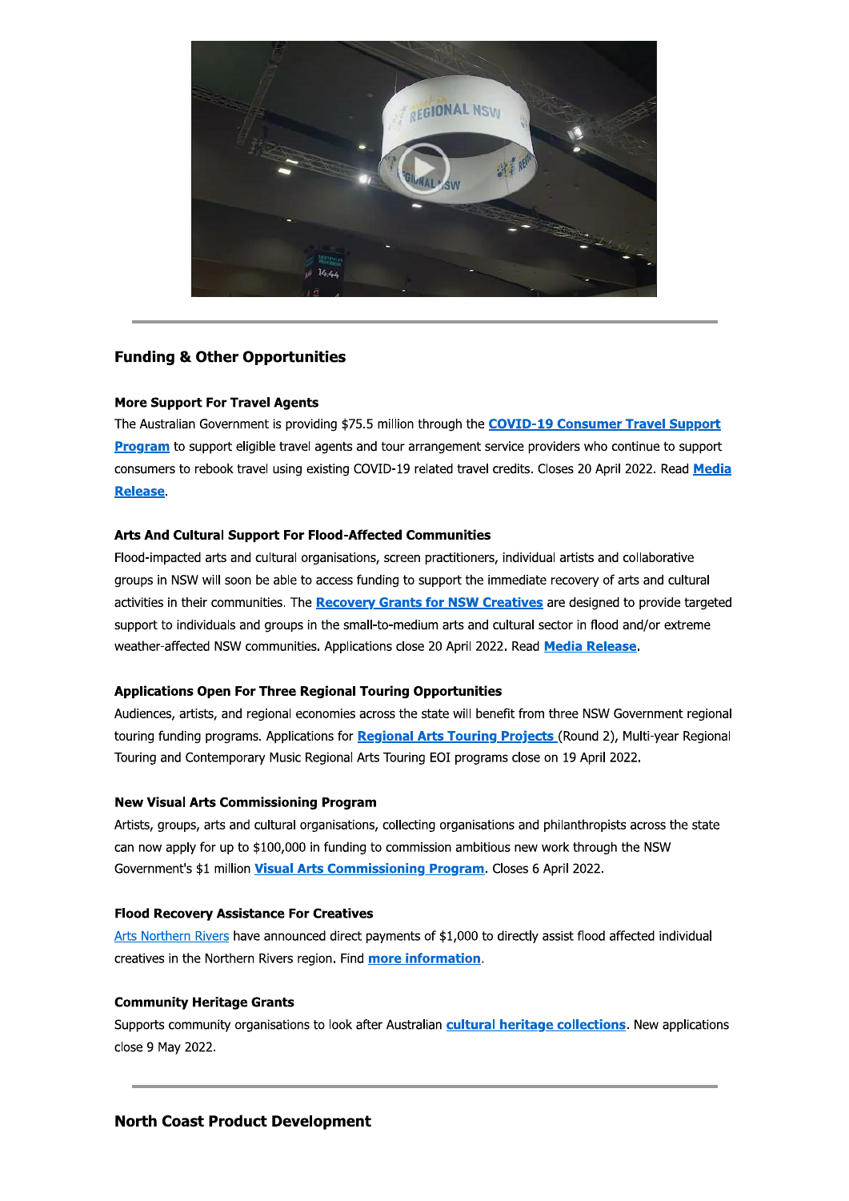---

## Funding & Other Opportunities

**More Support For Travel Agents**

The Australian Government is providing $75.5 million through the **COVID-19 Consumer Travel Support Program** to support eligible travel agents and tour arrangement service providers who continue to support consumers to rebook travel using existing COVID-19 related travel credits. Closes 20 April 2022. Read **Media Release**.

**Arts And Cultural Support For Flood-Affected Communities**

Flood-impacted arts and cultural organisations, screen practitioners, individual artists and collaborative groups in NSW will soon be able to access funding to support the immediate recovery of arts and cultural activities in their communities. The **Recovery Grants for NSW Creatives** are designed to provide targeted support to individuals and groups in the small-to-medium arts and cultural sector in flood and/or extreme weather-affected NSW communities. Applications close 20 April 2022. Read **Media Release**.

**Applications Open For Three Regional Touring Opportunities**

Audiences, artists, and regional economies across the state will benefit from three NSW Government regional touring funding programs. Applications for **Regional Arts Touring Projects** (Round 2), Multi-year Regional Touring and Contemporary Music Regional Arts Touring EOI programs close on 19 April 2022.

**New Visual Arts Commissioning Program**

Artists, groups, arts and cultural organisations, collecting organisations and philanthropists across the state can now apply for up to $100,000 in funding to commission ambitious new work through the NSW Government's $1 million **Visual Arts Commissioning Program**. Closes 6 April 2022.

**Flood Recovery Assistance For Creatives**

Arts Northern Rivers have announced direct payments of $1,000 to directly assist flood affected individual creatives in the Northern Rivers region. Find **more information**.

**Community Heritage Grants**

Supports community organisations to look after Australian **cultural heritage collections**. New applications close 9 May 2022.

---

## North Coast Product Development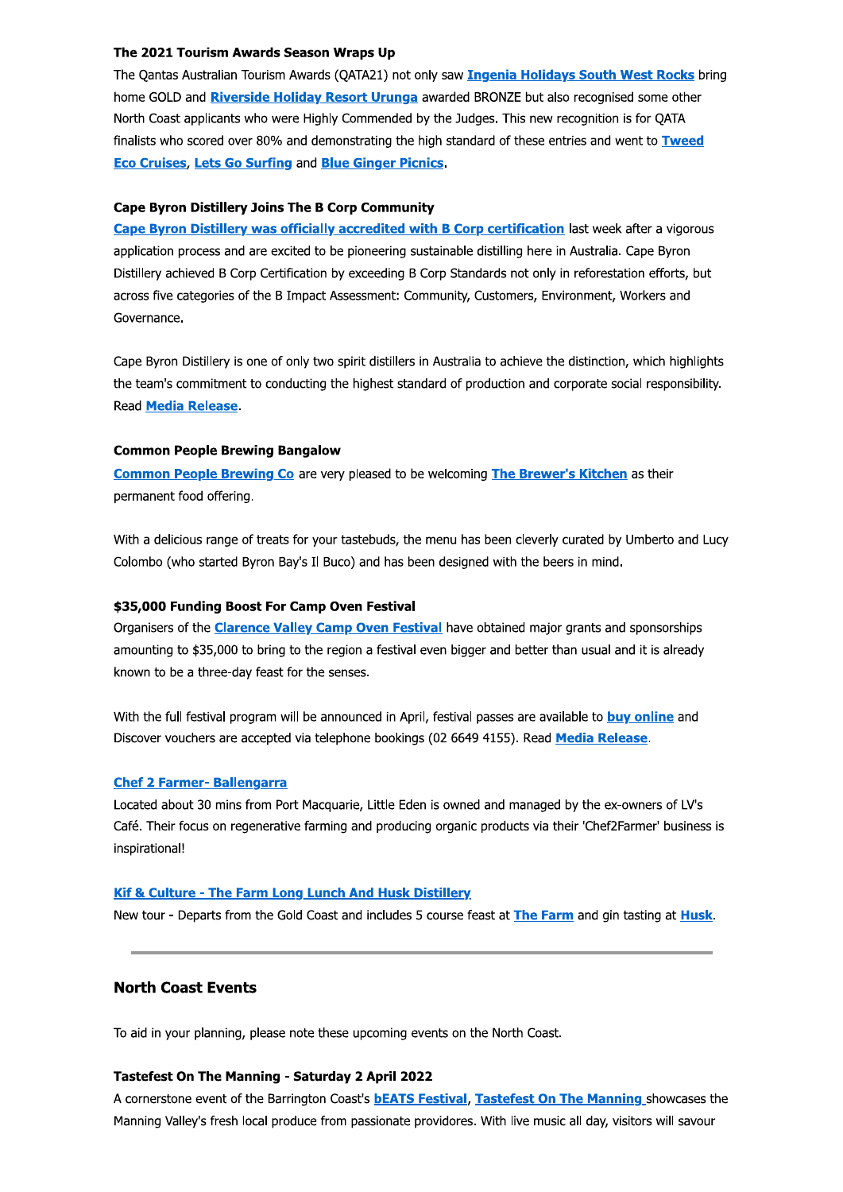**The 2021 Tourism Awards Season Wraps Up**

The Qantas Australian Tourism Awards (QATA21) not only saw **Ingenia Holidays South West Rocks** bring home GOLD and **Riverside Holiday Resort Urunga** awarded BRONZE but also recognised some other North Coast applicants who were Highly Commended by the Judges. This new recognition is for QATA finalists who scored over 80% and demonstrating the high standard of these entries and went to **Tweed Eco Cruises**, **Lets Go Surfing** and **Blue Ginger Picnics**.

**Cape Byron Distillery Joins The B Corp Community**

**Cape Byron Distillery was officially accredited with B Corp certification** last week after a vigorous application process and are excited to be pioneering sustainable distilling here in Australia. Cape Byron Distillery achieved B Corp Certification by exceeding B Corp Standards not only in reforestation efforts, but across five categories of the B Impact Assessment: Community, Customers, Environment, Workers and Governance.

Cape Byron Distillery is one of only two spirit distillers in Australia to achieve the distinction, which highlights the team's commitment to conducting the highest standard of production and corporate social responsibility. Read **Media Release**.

**Common People Brewing Bangalow**

**Common People Brewing Co** are very pleased to be welcoming **The Brewer's Kitchen** as their permanent food offering.

With a delicious range of treats for your tastebuds, the menu has been cleverly curated by Umberto and Lucy Colombo (who started Byron Bay's Il Buco) and has been designed with the beers in mind.

**$35,000 Funding Boost For Camp Oven Festival**

Organisers of the **Clarence Valley Camp Oven Festival** have obtained major grants and sponsorships amounting to $35,000 to bring to the region a festival even bigger and better than usual and it is already known to be a three-day feast for the senses.

With the full festival program will be announced in April, festival passes are available to **buy online** and Discover vouchers are accepted via telephone bookings (02 6649 4155). Read **Media Release**.

**Chef 2 Farmer- Ballengarra**

Located about 30 mins from Port Macquarie, Little Eden is owned and managed by the ex-owners of LV's Café. Their focus on regenerative farming and producing organic products via their 'Chef2Farmer' business is inspirational!

**Kif & Culture - The Farm Long Lunch And Husk Distillery**

New tour - Departs from the Gold Coast and includes 5 course feast at **The Farm** and gin tasting at **Husk**.

---

## North Coast Events

To aid in your planning, please note these upcoming events on the North Coast.

**Tastefest On The Manning - Saturday 2 April 2022**

A cornerstone event of the Barrington Coast's **bEATS Festival**, **Tastefest On The Manning** showcases the Manning Valley's fresh local produce from passionate providores. With live music all day, visitors will savour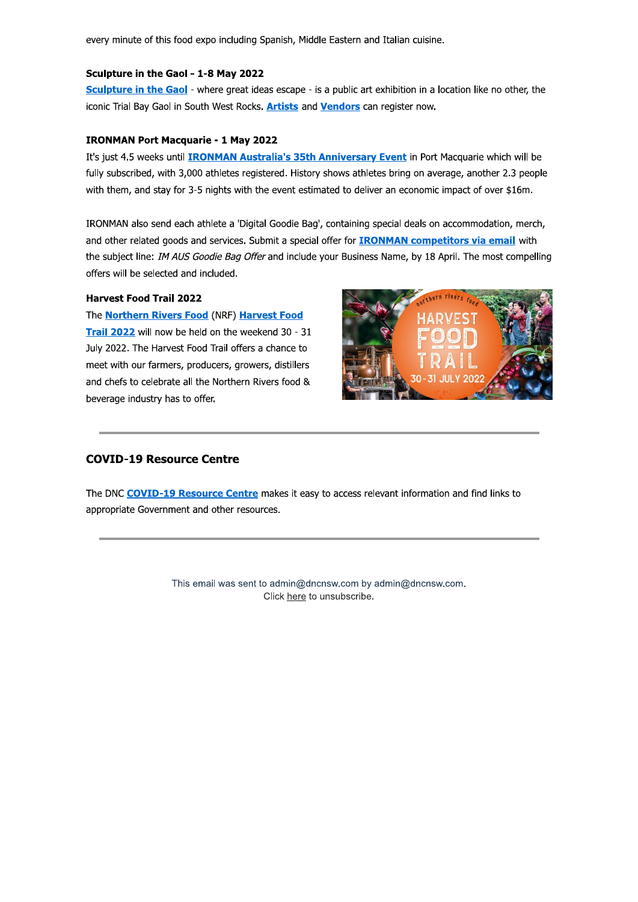every minute of this food expo including Spanish, Middle Eastern and Italian cuisine.

**Sculpture in the Gaol - 1-8 May 2022**

**Sculpture in the Gaol** - where great ideas escape - is a public art exhibition in a location like no other, the iconic Trial Bay Gaol in South West Rocks. **Artists** and **Vendors** can register now.

**IRONMAN Port Macquarie - 1 May 2022**

It's just 4.5 weeks until **IRONMAN Australia's 35th Anniversary Event** in Port Macquarie which will be fully subscribed, with 3,000 athletes registered. History shows athletes bring on average, another 2.3 people with them, and stay for 3-5 nights with the event estimated to deliver an economic impact of over $16m.

IRONMAN also send each athlete a 'Digital Goodie Bag', containing special deals on accommodation, merch, and other related goods and services. Submit a special offer for **IRONMAN competitors via email** with the subject line: *IM AUS Goodie Bag Offer* and include your Business Name, by 18 April. The most compelling offers will be selected and included.

**Harvest Food Trail 2022**

The **Northern Rivers Food** (NRF) **Harvest Food Trail 2022** will now be held on the weekend 30 - 31 July 2022. The Harvest Food Trail offers a chance to meet with our farmers, producers, growers, distillers and chefs to celebrate all the Northern Rivers food & beverage industry has to offer.

---

## COVID-19 Resource Centre

The DNC **COVID-19 Resource Centre** makes it easy to access relevant information and find links to appropriate Government and other resources.

---

This email was sent to admin@dncnsw.com by admin@dncnsw.com.
Click here to unsubscribe.